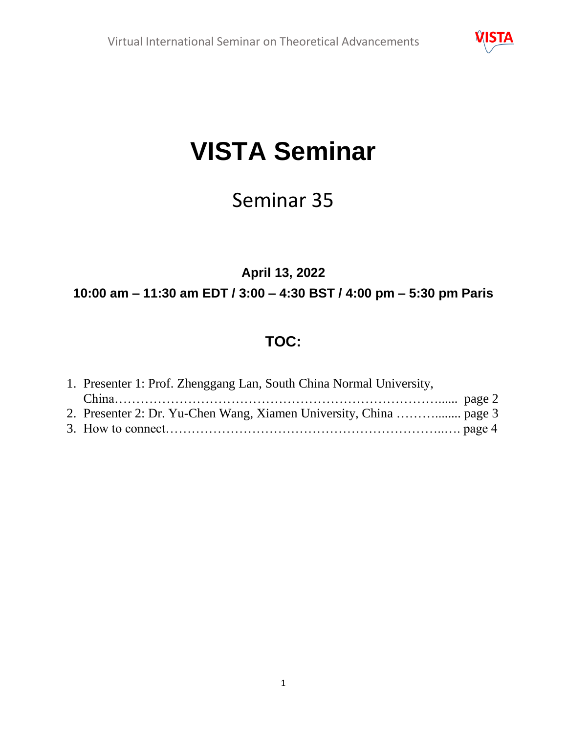# VISTA Seminar

## Seminar 35

**April 13, 2022**

**10:00 am – 11:30 am EDT / 3:00 – 4:30 BST / 4:00 pm – 5:30 pm Paris**

### TOC:

1. Presenter 1: Prof. Zhenggang Lan, South China Normal University, China…………………………………………………………………...... page 2
2. Presenter 2: Dr. Yu-Chen Wang, Xiamen University, China ………........ page 3
3. How to connect……………………………………………………..…. page 4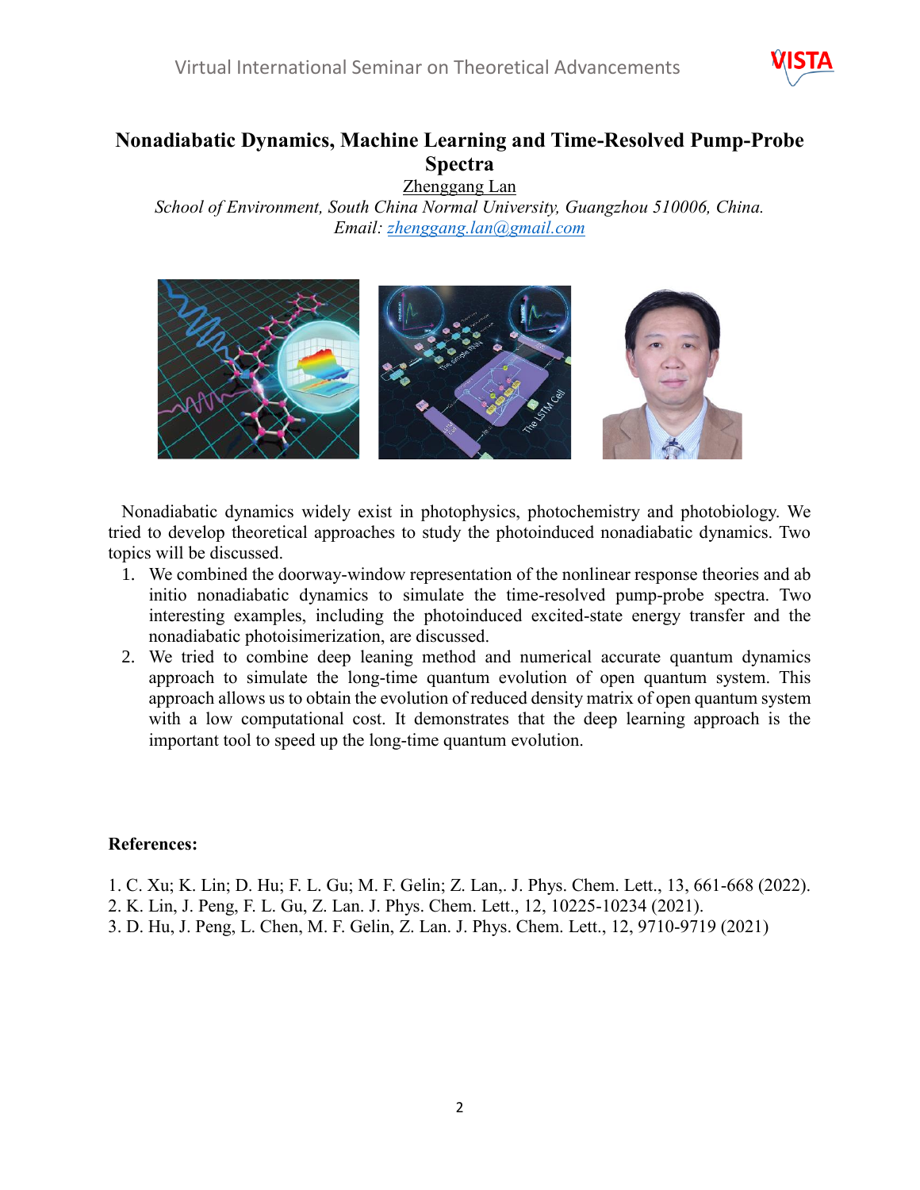# Nonadiabatic Dynamics, Machine Learning and Time-Resolved Pump-Probe Spectra

Zhenggang Lan

*School of Environment, South China Normal University, Guangzhou 510006, China.*

*Email: zhenggang.lan@gmail.com*

Nonadiabatic dynamics widely exist in photophysics, photochemistry and photobiology. We tried to develop theoretical approaches to study the photoinduced nonadiabatic dynamics. Two topics will be discussed.

1. We combined the doorway-window representation of the nonlinear response theories and ab initio nonadiabatic dynamics to simulate the time-resolved pump-probe spectra. Two interesting examples, including the photoinduced excited-state energy transfer and the nonadiabatic photoisimerization, are discussed.
2. We tried to combine deep leaning method and numerical accurate quantum dynamics approach to simulate the long-time quantum evolution of open quantum system. This approach allows us to obtain the evolution of reduced density matrix of open quantum system with a low computational cost. It demonstrates that the deep learning approach is the important tool to speed up the long-time quantum evolution.

**References:**

1. C. Xu; K. Lin; D. Hu; F. L. Gu; M. F. Gelin; Z. Lan,. J. Phys. Chem. Lett., 13, 661-668 (2022).
2. K. Lin, J. Peng, F. L. Gu, Z. Lan. J. Phys. Chem. Lett., 12, 10225-10234 (2021).
3. D. Hu, J. Peng, L. Chen, M. F. Gelin, Z. Lan. J. Phys. Chem. Lett., 12, 9710-9719 (2021)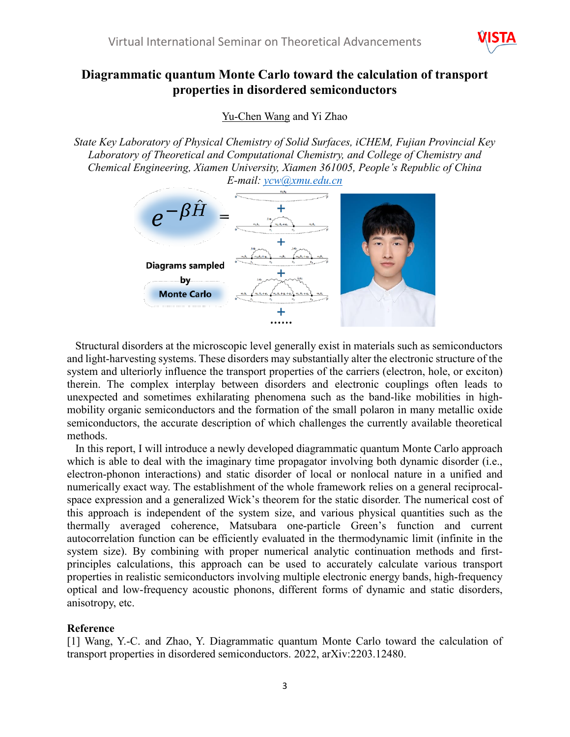# Diagrammatic quantum Monte Carlo toward the calculation of transport properties in disordered semiconductors

Yu-Chen Wang and Yi Zhao

*State Key Laboratory of Physical Chemistry of Solid Surfaces, iCHEM, Fujian Provincial Key Laboratory of Theoretical and Computational Chemistry, and College of Chemistry and Chemical Engineering, Xiamen University, Xiamen 361005, People's Republic of China*
*E-mail: ycw@xmu.edu.cn*

Structural disorders at the microscopic level generally exist in materials such as semiconductors and light-harvesting systems. These disorders may substantially alter the electronic structure of the system and ulteriorly influence the transport properties of the carriers (electron, hole, or exciton) therein. The complex interplay between disorders and electronic couplings often leads to unexpected and sometimes exhilarating phenomena such as the band-like mobilities in high-mobility organic semiconductors and the formation of the small polaron in many metallic oxide semiconductors, the accurate description of which challenges the currently available theoretical methods.

In this report, I will introduce a newly developed diagrammatic quantum Monte Carlo approach which is able to deal with the imaginary time propagator involving both dynamic disorder (i.e., electron-phonon interactions) and static disorder of local or nonlocal nature in a unified and numerically exact way. The establishment of the whole framework relies on a general reciprocal-space expression and a generalized Wick's theorem for the static disorder. The numerical cost of this approach is independent of the system size, and various physical quantities such as the thermally averaged coherence, Matsubara one-particle Green's function and current autocorrelation function can be efficiently evaluated in the thermodynamic limit (infinite in the system size). By combining with proper numerical analytic continuation methods and first-principles calculations, this approach can be used to accurately calculate various transport properties in realistic semiconductors involving multiple electronic energy bands, high-frequency optical and low-frequency acoustic phonons, different forms of dynamic and static disorders, anisotropy, etc.

**Reference**

[1] Wang, Y.-C. and Zhao, Y. Diagrammatic quantum Monte Carlo toward the calculation of transport properties in disordered semiconductors. 2022, arXiv:2203.12480.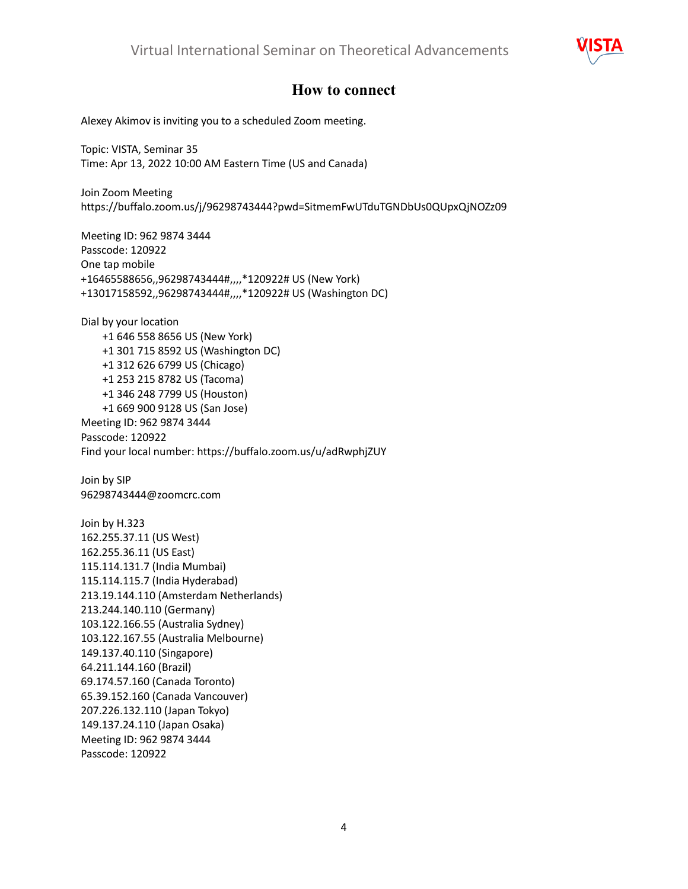## How to connect

Alexey Akimov is inviting you to a scheduled Zoom meeting.

Topic: VISTA, Seminar 35
Time: Apr 13, 2022 10:00 AM Eastern Time (US and Canada)

Join Zoom Meeting
https://buffalo.zoom.us/j/96298743444?pwd=SitmemFwUTduTGNDbUs0QUpxQjNOZz09

Meeting ID: 962 9874 3444
Passcode: 120922
One tap mobile
+16465588656,,96298743444#,,,,*120922# US (New York)
+13017158592,,96298743444#,,,,*120922# US (Washington DC)

Dial by your location
- +1 646 558 8656 US (New York)
- +1 301 715 8592 US (Washington DC)
- +1 312 626 6799 US (Chicago)
- +1 253 215 8782 US (Tacoma)
- +1 346 248 7799 US (Houston)
- +1 669 900 9128 US (San Jose)

Meeting ID: 962 9874 3444
Passcode: 120922
Find your local number: https://buffalo.zoom.us/u/adRwphjZUY

Join by SIP
96298743444@zoomcrc.com

Join by H.323
162.255.37.11 (US West)
162.255.36.11 (US East)
115.114.131.7 (India Mumbai)
115.114.115.7 (India Hyderabad)
213.19.144.110 (Amsterdam Netherlands)
213.244.140.110 (Germany)
103.122.166.55 (Australia Sydney)
103.122.167.55 (Australia Melbourne)
149.137.40.110 (Singapore)
64.211.144.160 (Brazil)
69.174.57.160 (Canada Toronto)
65.39.152.160 (Canada Vancouver)
207.226.132.110 (Japan Tokyo)
149.137.24.110 (Japan Osaka)
Meeting ID: 962 9874 3444
Passcode: 120922